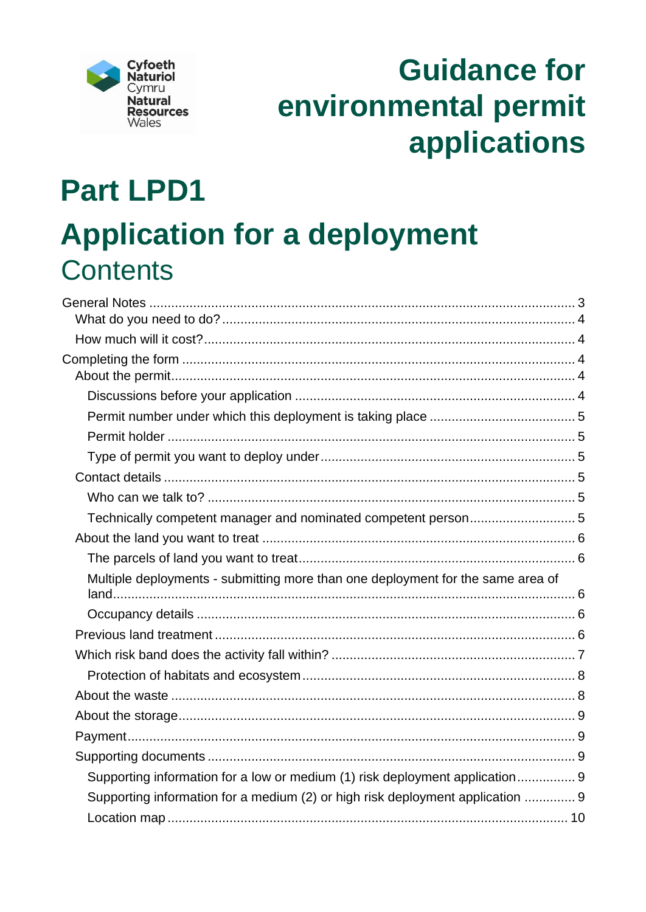Cyfoeth Naturiol Cymru
Natural Resources Wales

# Guidance for environmental permit applications

# Part LPD1

# Application for a deployment

## Contents

General Notes ........................................................ 3
- What do you need to do? ........................................ 4
- How much will it cost? ........................................... 4

Completing the form ................................................ 4
- About the permit ...................................................... 4
  - Discussions before your application ........................ 4
  - Permit number under which this deployment is taking place ........ 5
  - Permit holder ...................................................... 5
  - Type of permit you want to deploy under ................... 5
- Contact details ........................................................ 5
  - Who can we talk to? ............................................. 5
  - Technically competent manager and nominated competent person ........ 5
- About the land you want to treat ................................ 6
  - The parcels of land you want to treat ....................... 6
  - Multiple deployments - submitting more than one deployment for the same area of land ........ 6
  - Occupancy details ................................................ 6
- Previous land treatment ............................................ 6
- Which risk band does the activity fall within? ................. 7
  - Protection of habitats and ecosystem ....................... 8
- About the waste ...................................................... 8
- About the storage ..................................................... 9
- Payment ................................................................. 9
- Supporting documents ............................................... 9
  - Supporting information for a low or medium (1) risk deployment application ........ 9
  - Supporting information for a medium (2) or high risk deployment application ........ 9
  - Location map ...................................................... 10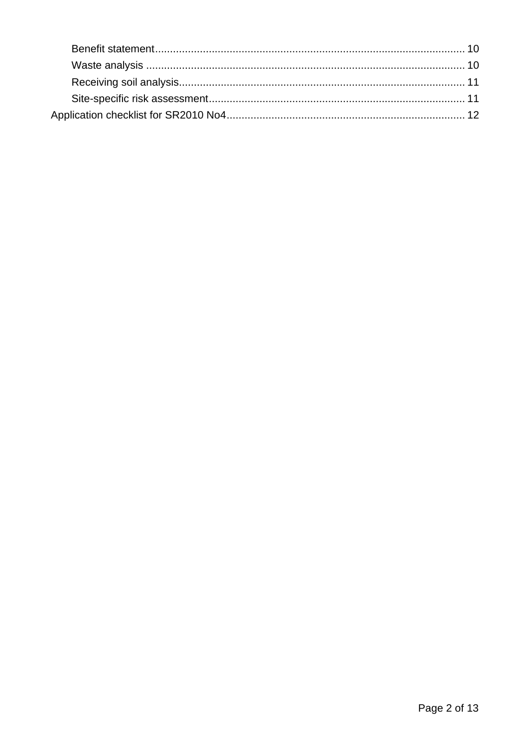Benefit statement......................................................................................................... 10

Waste analysis ............................................................................................................ 10

Receiving soil analysis................................................................................................. 11

Site-specific risk assessment....................................................................................... 11

Application checklist for SR2010 No4............................................................................... 12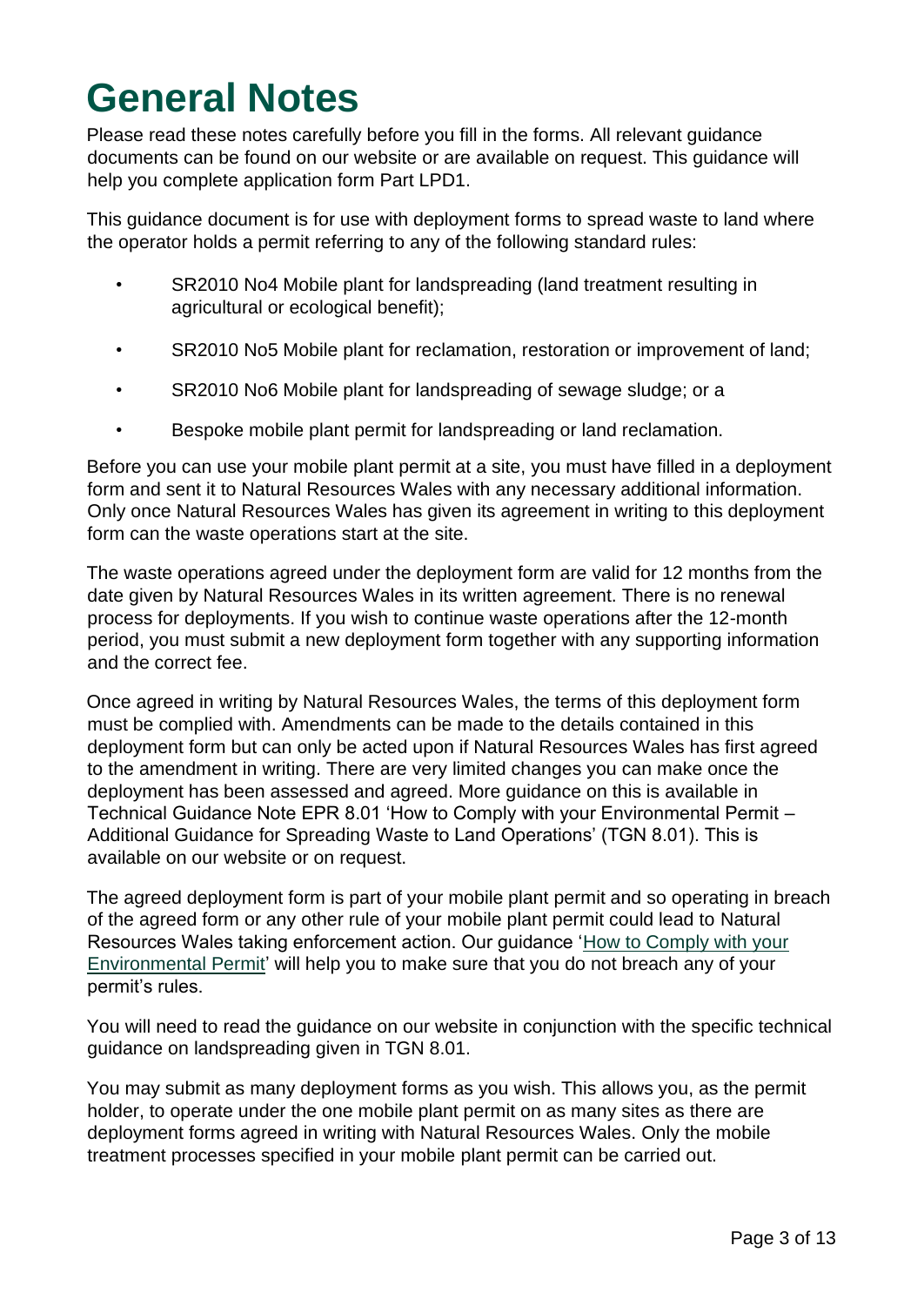# General Notes

Please read these notes carefully before you fill in the forms. All relevant guidance documents can be found on our website or are available on request. This guidance will help you complete application form Part LPD1.

This guidance document is for use with deployment forms to spread waste to land where the operator holds a permit referring to any of the following standard rules:

- SR2010 No4 Mobile plant for landspreading (land treatment resulting in agricultural or ecological benefit);
- SR2010 No5 Mobile plant for reclamation, restoration or improvement of land;
- SR2010 No6 Mobile plant for landspreading of sewage sludge; or a
- Bespoke mobile plant permit for landspreading or land reclamation.

Before you can use your mobile plant permit at a site, you must have filled in a deployment form and sent it to Natural Resources Wales with any necessary additional information. Only once Natural Resources Wales has given its agreement in writing to this deployment form can the waste operations start at the site.

The waste operations agreed under the deployment form are valid for 12 months from the date given by Natural Resources Wales in its written agreement. There is no renewal process for deployments. If you wish to continue waste operations after the 12-month period, you must submit a new deployment form together with any supporting information and the correct fee.

Once agreed in writing by Natural Resources Wales, the terms of this deployment form must be complied with. Amendments can be made to the details contained in this deployment form but can only be acted upon if Natural Resources Wales has first agreed to the amendment in writing. There are very limited changes you can make once the deployment has been assessed and agreed. More guidance on this is available in Technical Guidance Note EPR 8.01 'How to Comply with your Environmental Permit – Additional Guidance for Spreading Waste to Land Operations' (TGN 8.01). This is available on our website or on request.

The agreed deployment form is part of your mobile plant permit and so operating in breach of the agreed form or any other rule of your mobile plant permit could lead to Natural Resources Wales taking enforcement action. Our guidance 'How to Comply with your Environmental Permit' will help you to make sure that you do not breach any of your permit's rules.

You will need to read the guidance on our website in conjunction with the specific technical guidance on landspreading given in TGN 8.01.

You may submit as many deployment forms as you wish. This allows you, as the permit holder, to operate under the one mobile plant permit on as many sites as there are deployment forms agreed in writing with Natural Resources Wales. Only the mobile treatment processes specified in your mobile plant permit can be carried out.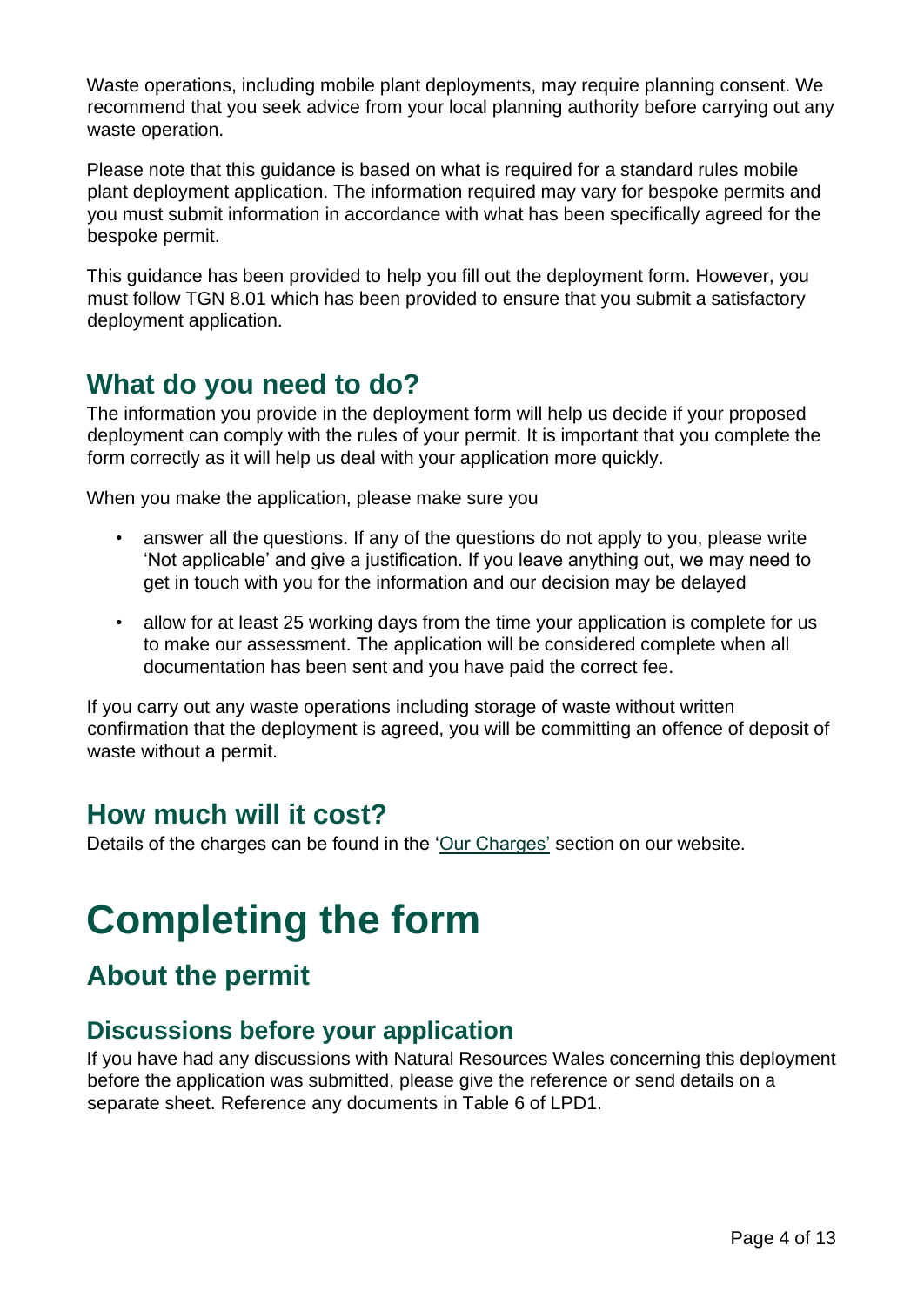Waste operations, including mobile plant deployments, may require planning consent. We recommend that you seek advice from your local planning authority before carrying out any waste operation.

Please note that this guidance is based on what is required for a standard rules mobile plant deployment application. The information required may vary for bespoke permits and you must submit information in accordance with what has been specifically agreed for the bespoke permit.

This guidance has been provided to help you fill out the deployment form. However, you must follow TGN 8.01 which has been provided to ensure that you submit a satisfactory deployment application.

## What do you need to do?

The information you provide in the deployment form will help us decide if your proposed deployment can comply with the rules of your permit. It is important that you complete the form correctly as it will help us deal with your application more quickly.

When you make the application, please make sure you

- answer all the questions. If any of the questions do not apply to you, please write 'Not applicable' and give a justification. If you leave anything out, we may need to get in touch with you for the information and our decision may be delayed
- allow for at least 25 working days from the time your application is complete for us to make our assessment. The application will be considered complete when all documentation has been sent and you have paid the correct fee.

If you carry out any waste operations including storage of waste without written confirmation that the deployment is agreed, you will be committing an offence of deposit of waste without a permit.

## How much will it cost?

Details of the charges can be found in the 'Our Charges' section on our website.

# Completing the form

## About the permit

### Discussions before your application

If you have had any discussions with Natural Resources Wales concerning this deployment before the application was submitted, please give the reference or send details on a separate sheet. Reference any documents in Table 6 of LPD1.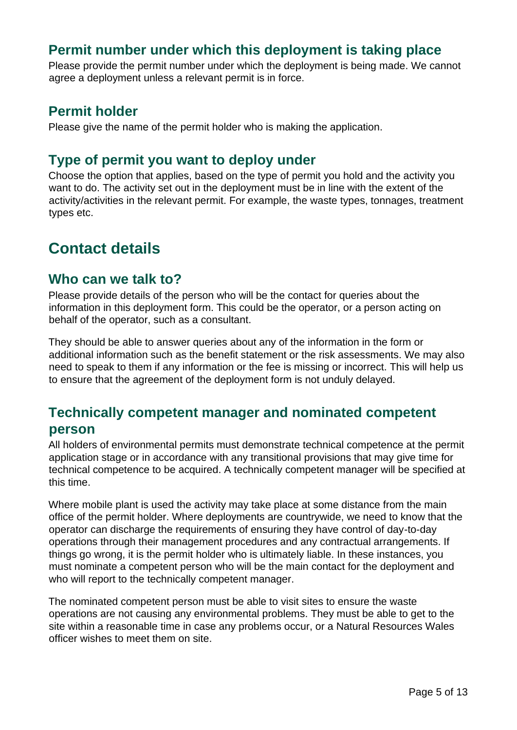### Permit number under which this deployment is taking place

Please provide the permit number under which the deployment is being made. We cannot agree a deployment unless a relevant permit is in force.

### Permit holder

Please give the name of the permit holder who is making the application.

### Type of permit you want to deploy under

Choose the option that applies, based on the type of permit you hold and the activity you want to do. The activity set out in the deployment must be in line with the extent of the activity/activities in the relevant permit. For example, the waste types, tonnages, treatment types etc.

## Contact details

### Who can we talk to?

Please provide details of the person who will be the contact for queries about the information in this deployment form. This could be the operator, or a person acting on behalf of the operator, such as a consultant.

They should be able to answer queries about any of the information in the form or additional information such as the benefit statement or the risk assessments. We may also need to speak to them if any information or the fee is missing or incorrect. This will help us to ensure that the agreement of the deployment form is not unduly delayed.

### Technically competent manager and nominated competent person

All holders of environmental permits must demonstrate technical competence at the permit application stage or in accordance with any transitional provisions that may give time for technical competence to be acquired. A technically competent manager will be specified at this time.

Where mobile plant is used the activity may take place at some distance from the main office of the permit holder. Where deployments are countrywide, we need to know that the operator can discharge the requirements of ensuring they have control of day-to-day operations through their management procedures and any contractual arrangements. If things go wrong, it is the permit holder who is ultimately liable. In these instances, you must nominate a competent person who will be the main contact for the deployment and who will report to the technically competent manager.

The nominated competent person must be able to visit sites to ensure the waste operations are not causing any environmental problems. They must be able to get to the site within a reasonable time in case any problems occur, or a Natural Resources Wales officer wishes to meet them on site.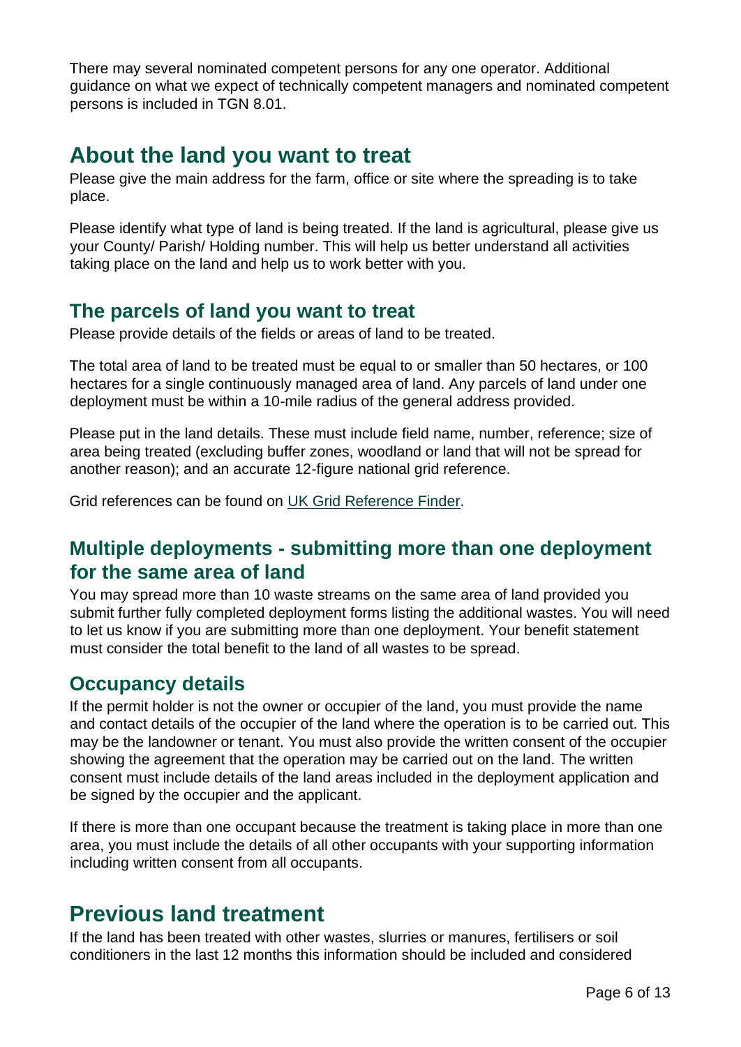There may several nominated competent persons for any one operator. Additional guidance on what we expect of technically competent managers and nominated competent persons is included in TGN 8.01.

# About the land you want to treat

Please give the main address for the farm, office or site where the spreading is to take place.

Please identify what type of land is being treated. If the land is agricultural, please give us your County/ Parish/ Holding number. This will help us better understand all activities taking place on the land and help us to work better with you.

## The parcels of land you want to treat

Please provide details of the fields or areas of land to be treated.

The total area of land to be treated must be equal to or smaller than 50 hectares, or 100 hectares for a single continuously managed area of land. Any parcels of land under one deployment must be within a 10-mile radius of the general address provided.

Please put in the land details. These must include field name, number, reference; size of area being treated (excluding buffer zones, woodland or land that will not be spread for another reason); and an accurate 12-figure national grid reference.

Grid references can be found on UK Grid Reference Finder.

## Multiple deployments - submitting more than one deployment for the same area of land

You may spread more than 10 waste streams on the same area of land provided you submit further fully completed deployment forms listing the additional wastes. You will need to let us know if you are submitting more than one deployment. Your benefit statement must consider the total benefit to the land of all wastes to be spread.

## Occupancy details

If the permit holder is not the owner or occupier of the land, you must provide the name and contact details of the occupier of the land where the operation is to be carried out. This may be the landowner or tenant. You must also provide the written consent of the occupier showing the agreement that the operation may be carried out on the land. The written consent must include details of the land areas included in the deployment application and be signed by the occupier and the applicant.

If there is more than one occupant because the treatment is taking place in more than one area, you must include the details of all other occupants with your supporting information including written consent from all occupants.

# Previous land treatment

If the land has been treated with other wastes, slurries or manures, fertilisers or soil conditioners in the last 12 months this information should be included and considered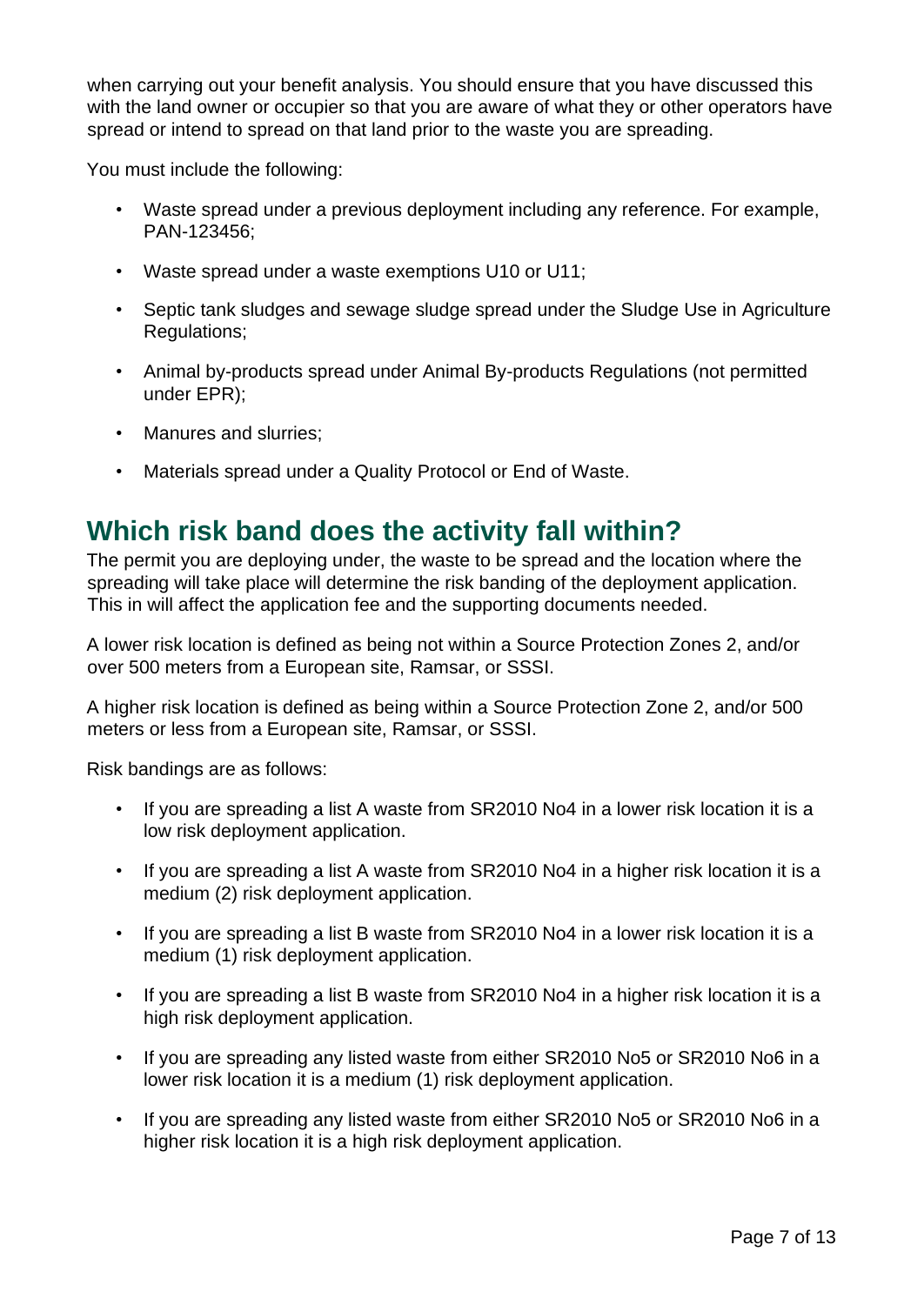when carrying out your benefit analysis. You should ensure that you have discussed this with the land owner or occupier so that you are aware of what they or other operators have spread or intend to spread on that land prior to the waste you are spreading.

You must include the following:

- Waste spread under a previous deployment including any reference. For example, PAN-123456;
- Waste spread under a waste exemptions U10 or U11;
- Septic tank sludges and sewage sludge spread under the Sludge Use in Agriculture Regulations;
- Animal by-products spread under Animal By-products Regulations (not permitted under EPR);
- Manures and slurries;
- Materials spread under a Quality Protocol or End of Waste.

## Which risk band does the activity fall within?

The permit you are deploying under, the waste to be spread and the location where the spreading will take place will determine the risk banding of the deployment application. This in will affect the application fee and the supporting documents needed.

A lower risk location is defined as being not within a Source Protection Zones 2, and/or over 500 meters from a European site, Ramsar, or SSSI.

A higher risk location is defined as being within a Source Protection Zone 2, and/or 500 meters or less from a European site, Ramsar, or SSSI.

Risk bandings are as follows:

- If you are spreading a list A waste from SR2010 No4 in a lower risk location it is a low risk deployment application.
- If you are spreading a list A waste from SR2010 No4 in a higher risk location it is a medium (2) risk deployment application.
- If you are spreading a list B waste from SR2010 No4 in a lower risk location it is a medium (1) risk deployment application.
- If you are spreading a list B waste from SR2010 No4 in a higher risk location it is a high risk deployment application.
- If you are spreading any listed waste from either SR2010 No5 or SR2010 No6 in a lower risk location it is a medium (1) risk deployment application.
- If you are spreading any listed waste from either SR2010 No5 or SR2010 No6 in a higher risk location it is a high risk deployment application.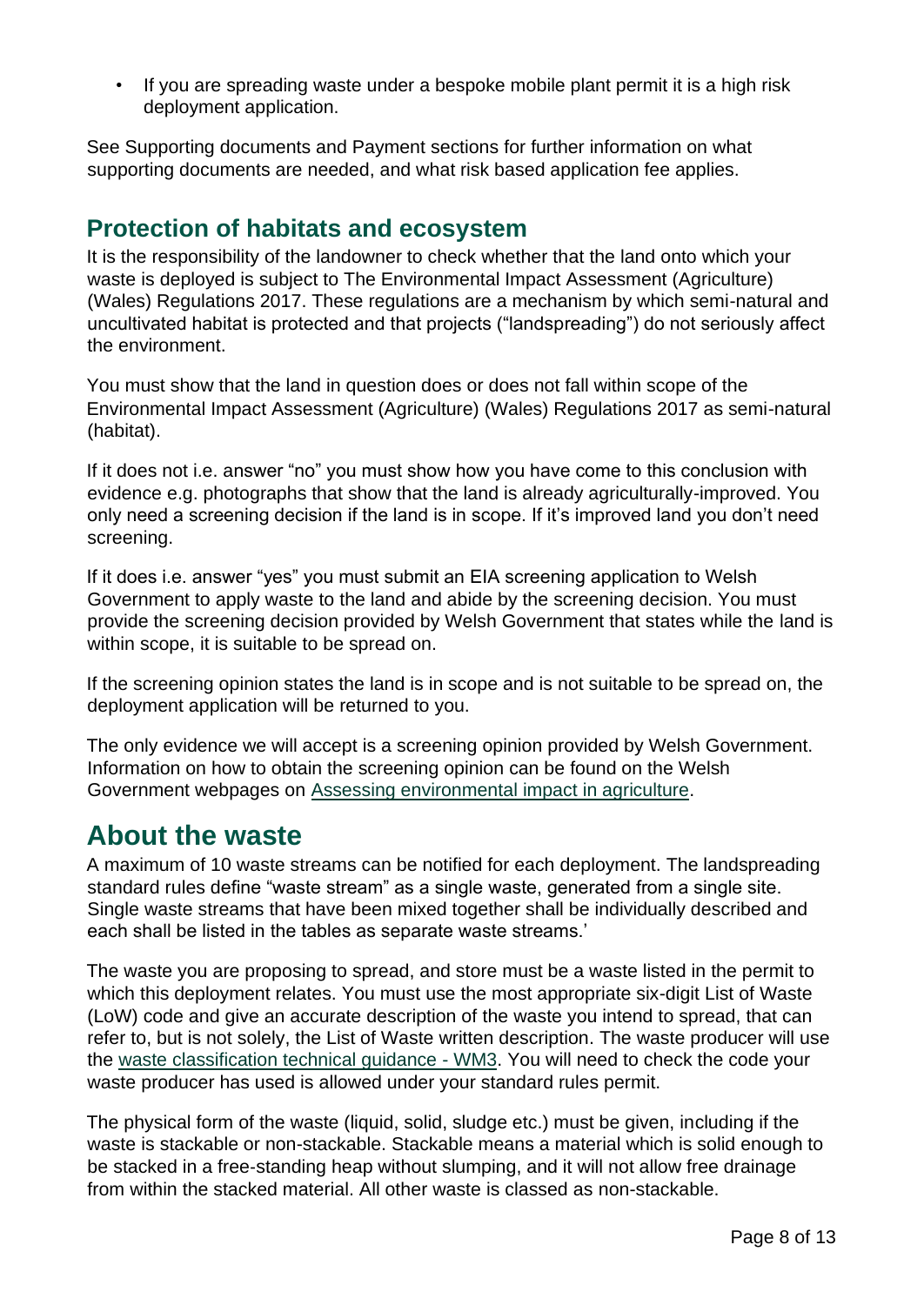- If you are spreading waste under a bespoke mobile plant permit it is a high risk deployment application.

See Supporting documents and Payment sections for further information on what supporting documents are needed, and what risk based application fee applies.

## Protection of habitats and ecosystem

It is the responsibility of the landowner to check whether that the land onto which your waste is deployed is subject to The Environmental Impact Assessment (Agriculture) (Wales) Regulations 2017. These regulations are a mechanism by which semi-natural and uncultivated habitat is protected and that projects ("landspreading") do not seriously affect the environment.

You must show that the land in question does or does not fall within scope of the Environmental Impact Assessment (Agriculture) (Wales) Regulations 2017 as semi-natural (habitat).

If it does not i.e. answer "no" you must show how you have come to this conclusion with evidence e.g. photographs that show that the land is already agriculturally-improved. You only need a screening decision if the land is in scope. If it's improved land you don't need screening.

If it does i.e. answer "yes" you must submit an EIA screening application to Welsh Government to apply waste to the land and abide by the screening decision. You must provide the screening decision provided by Welsh Government that states while the land is within scope, it is suitable to be spread on.

If the screening opinion states the land is in scope and is not suitable to be spread on, the deployment application will be returned to you.

The only evidence we will accept is a screening opinion provided by Welsh Government. Information on how to obtain the screening opinion can be found on the Welsh Government webpages on Assessing environmental impact in agriculture.

# About the waste

A maximum of 10 waste streams can be notified for each deployment. The landspreading standard rules define "waste stream" as a single waste, generated from a single site. Single waste streams that have been mixed together shall be individually described and each shall be listed in the tables as separate waste streams.'

The waste you are proposing to spread, and store must be a waste listed in the permit to which this deployment relates. You must use the most appropriate six-digit List of Waste (LoW) code and give an accurate description of the waste you intend to spread, that can refer to, but is not solely, the List of Waste written description. The waste producer will use the waste classification technical guidance - WM3. You will need to check the code your waste producer has used is allowed under your standard rules permit.

The physical form of the waste (liquid, solid, sludge etc.) must be given, including if the waste is stackable or non-stackable. Stackable means a material which is solid enough to be stacked in a free-standing heap without slumping, and it will not allow free drainage from within the stacked material. All other waste is classed as non-stackable.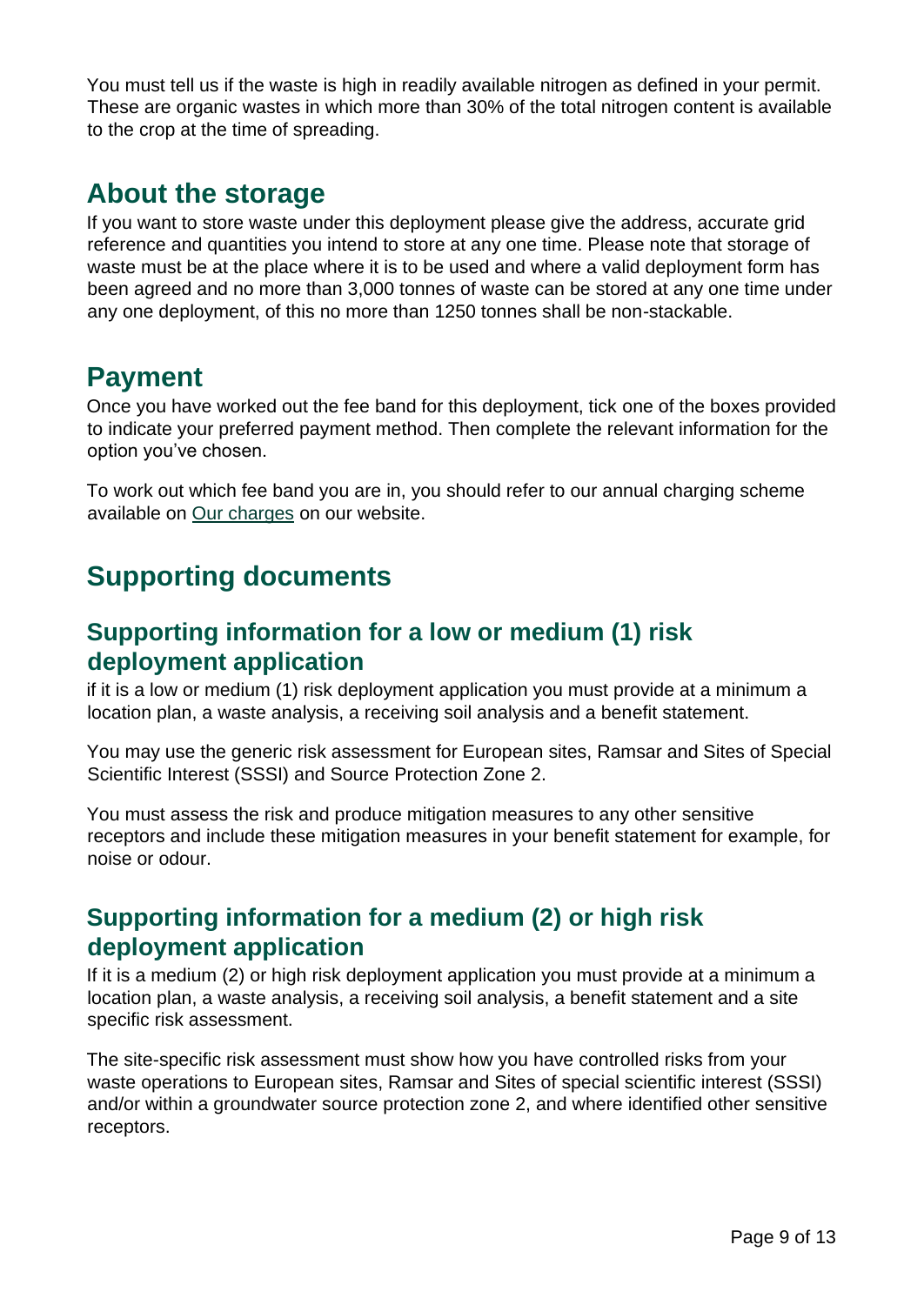You must tell us if the waste is high in readily available nitrogen as defined in your permit. These are organic wastes in which more than 30% of the total nitrogen content is available to the crop at the time of spreading.

## About the storage

If you want to store waste under this deployment please give the address, accurate grid reference and quantities you intend to store at any one time. Please note that storage of waste must be at the place where it is to be used and where a valid deployment form has been agreed and no more than 3,000 tonnes of waste can be stored at any one time under any one deployment, of this no more than 1250 tonnes shall be non-stackable.

## Payment

Once you have worked out the fee band for this deployment, tick one of the boxes provided to indicate your preferred payment method. Then complete the relevant information for the option you've chosen.

To work out which fee band you are in, you should refer to our annual charging scheme available on Our charges on our website.

# Supporting documents

## Supporting information for a low or medium (1) risk deployment application

if it is a low or medium (1) risk deployment application you must provide at a minimum a location plan, a waste analysis, a receiving soil analysis and a benefit statement.

You may use the generic risk assessment for European sites, Ramsar and Sites of Special Scientific Interest (SSSI) and Source Protection Zone 2.

You must assess the risk and produce mitigation measures to any other sensitive receptors and include these mitigation measures in your benefit statement for example, for noise or odour.

## Supporting information for a medium (2) or high risk deployment application

If it is a medium (2) or high risk deployment application you must provide at a minimum a location plan, a waste analysis, a receiving soil analysis, a benefit statement and a site specific risk assessment.

The site-specific risk assessment must show how you have controlled risks from your waste operations to European sites, Ramsar and Sites of special scientific interest (SSSI) and/or within a groundwater source protection zone 2, and where identified other sensitive receptors.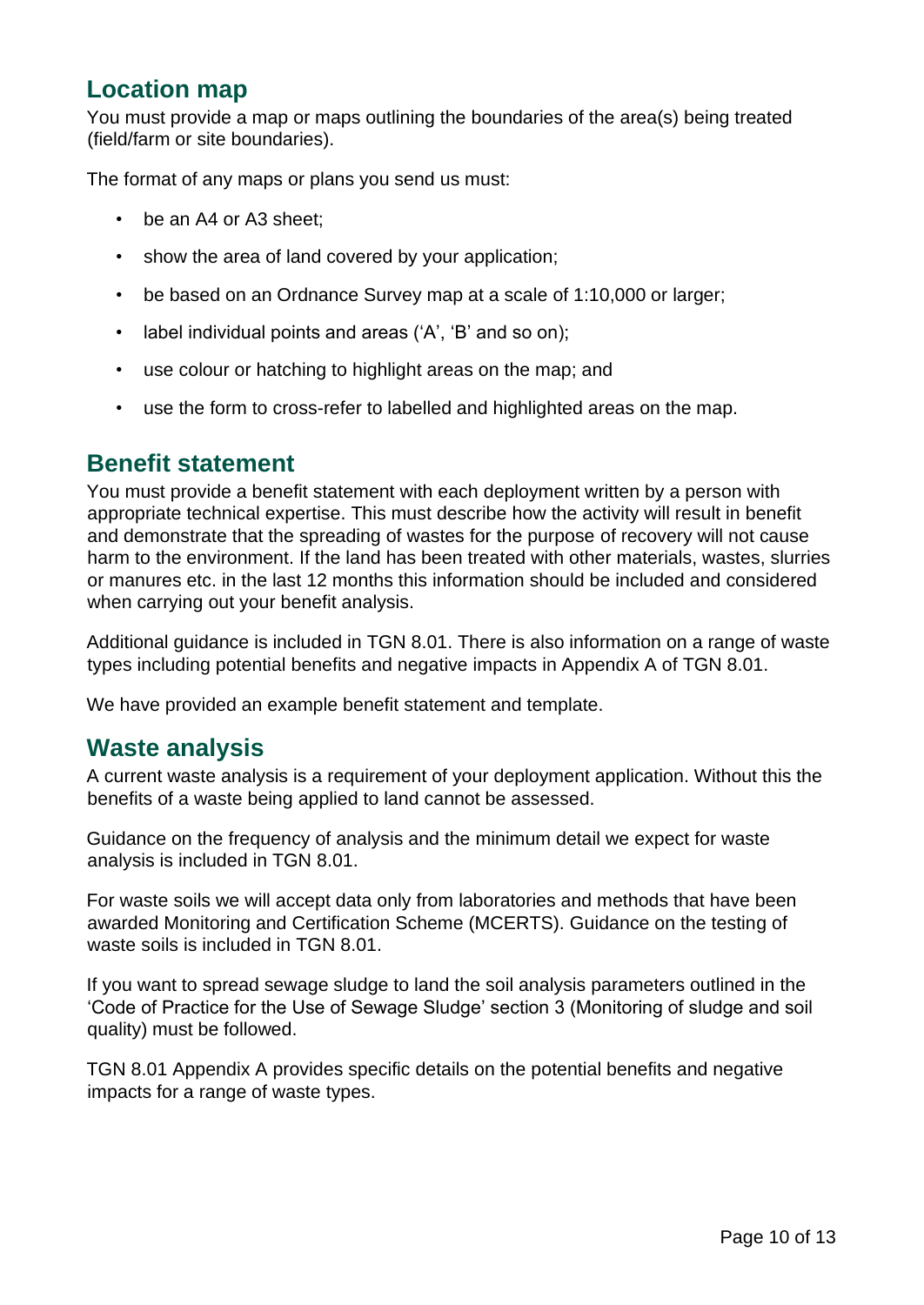## Location map

You must provide a map or maps outlining the boundaries of the area(s) being treated (field/farm or site boundaries).

The format of any maps or plans you send us must:

- be an A4 or A3 sheet;
- show the area of land covered by your application;
- be based on an Ordnance Survey map at a scale of 1:10,000 or larger;
- label individual points and areas ('A', 'B' and so on);
- use colour or hatching to highlight areas on the map; and
- use the form to cross-refer to labelled and highlighted areas on the map.

## Benefit statement

You must provide a benefit statement with each deployment written by a person with appropriate technical expertise. This must describe how the activity will result in benefit and demonstrate that the spreading of wastes for the purpose of recovery will not cause harm to the environment. If the land has been treated with other materials, wastes, slurries or manures etc. in the last 12 months this information should be included and considered when carrying out your benefit analysis.

Additional guidance is included in TGN 8.01. There is also information on a range of waste types including potential benefits and negative impacts in Appendix A of TGN 8.01.

We have provided an example benefit statement and template.

## Waste analysis

A current waste analysis is a requirement of your deployment application. Without this the benefits of a waste being applied to land cannot be assessed.

Guidance on the frequency of analysis and the minimum detail we expect for waste analysis is included in TGN 8.01.

For waste soils we will accept data only from laboratories and methods that have been awarded Monitoring and Certification Scheme (MCERTS). Guidance on the testing of waste soils is included in TGN 8.01.

If you want to spread sewage sludge to land the soil analysis parameters outlined in the 'Code of Practice for the Use of Sewage Sludge' section 3 (Monitoring of sludge and soil quality) must be followed.

TGN 8.01 Appendix A provides specific details on the potential benefits and negative impacts for a range of waste types.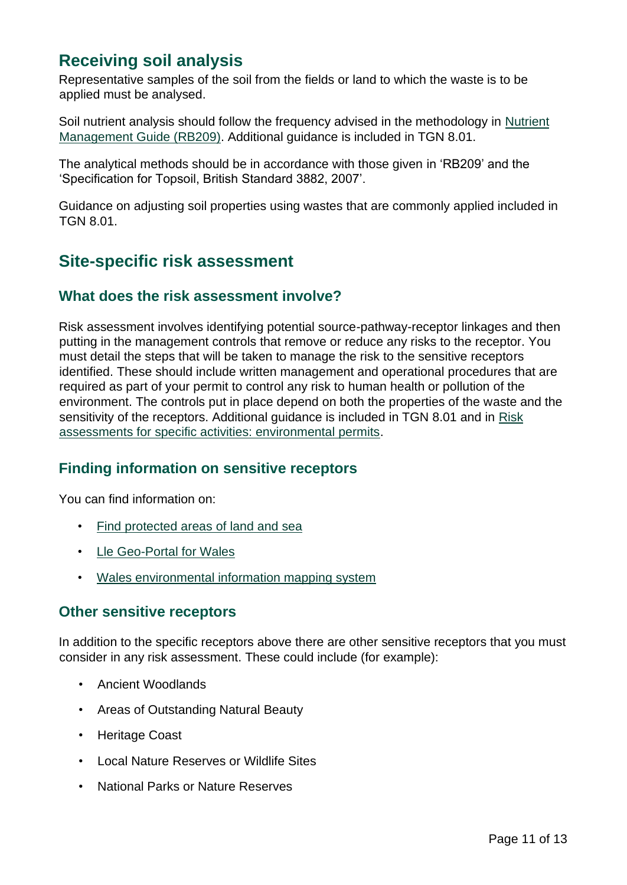## Receiving soil analysis

Representative samples of the soil from the fields or land to which the waste is to be applied must be analysed.

Soil nutrient analysis should follow the frequency advised in the methodology in [Nutrient Management Guide (RB209)](). Additional guidance is included in TGN 8.01.

The analytical methods should be in accordance with those given in 'RB209' and the 'Specification for Topsoil, British Standard 3882, 2007'.

Guidance on adjusting soil properties using wastes that are commonly applied included in TGN 8.01.

## Site-specific risk assessment

### What does the risk assessment involve?

Risk assessment involves identifying potential source-pathway-receptor linkages and then putting in the management controls that remove or reduce any risks to the receptor. You must detail the steps that will be taken to manage the risk to the sensitive receptors identified. These should include written management and operational procedures that are required as part of your permit to control any risk to human health or pollution of the environment. The controls put in place depend on both the properties of the waste and the sensitivity of the receptors. Additional guidance is included in TGN 8.01 and in [Risk assessments for specific activities: environmental permits]().

### Finding information on sensitive receptors

You can find information on:

- [Find protected areas of land and sea]()
- [Lle Geo-Portal for Wales]()
- [Wales environmental information mapping system]()

### Other sensitive receptors

In addition to the specific receptors above there are other sensitive receptors that you must consider in any risk assessment. These could include (for example):

- Ancient Woodlands
- Areas of Outstanding Natural Beauty
- Heritage Coast
- Local Nature Reserves or Wildlife Sites
- National Parks or Nature Reserves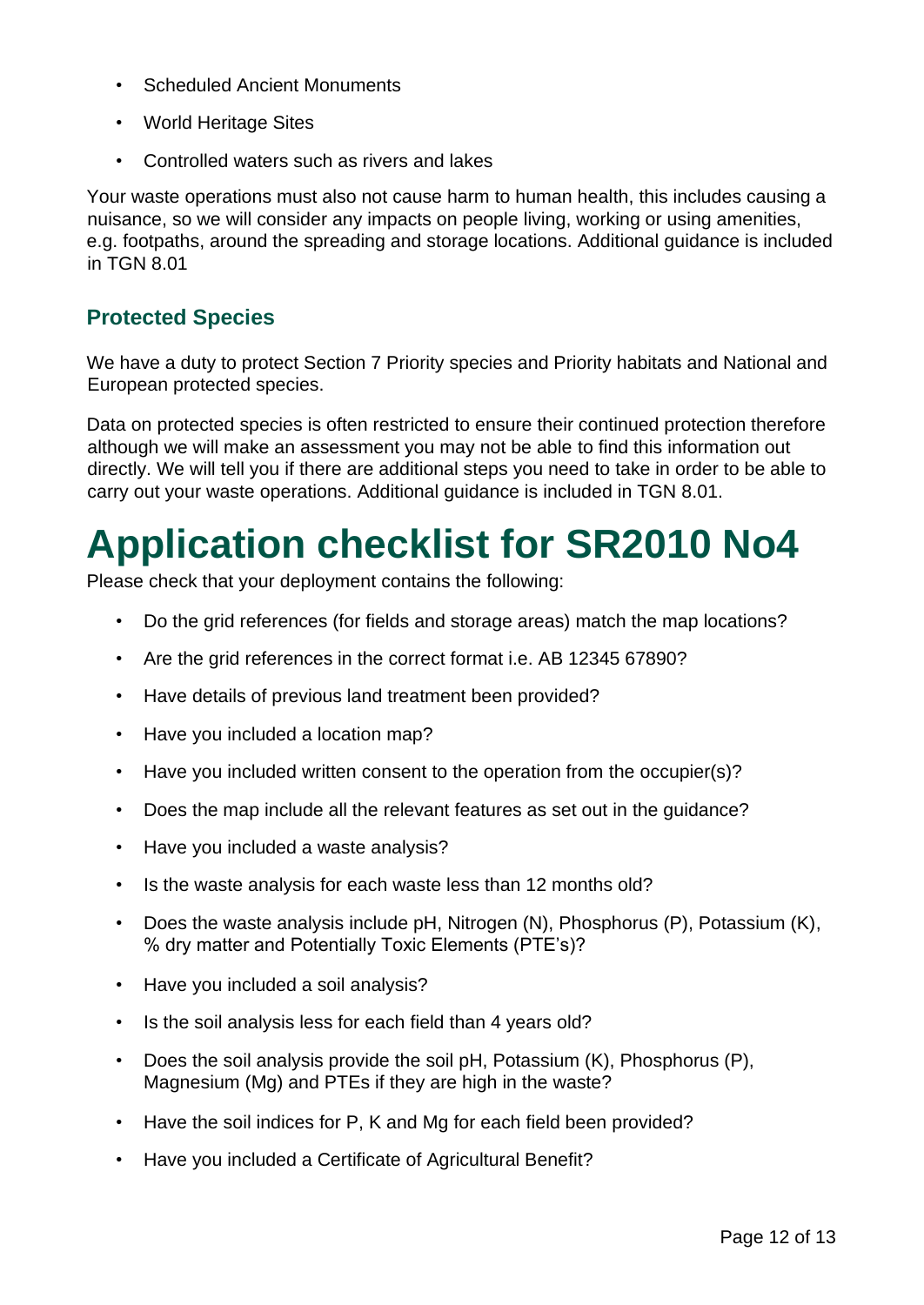- Scheduled Ancient Monuments
- World Heritage Sites
- Controlled waters such as rivers and lakes

Your waste operations must also not cause harm to human health, this includes causing a nuisance, so we will consider any impacts on people living, working or using amenities, e.g. footpaths, around the spreading and storage locations. Additional guidance is included in TGN 8.01

### Protected Species

We have a duty to protect Section 7 Priority species and Priority habitats and National and European protected species.

Data on protected species is often restricted to ensure their continued protection therefore although we will make an assessment you may not be able to find this information out directly. We will tell you if there are additional steps you need to take in order to be able to carry out your waste operations. Additional guidance is included in TGN 8.01.

# Application checklist for SR2010 No4

Please check that your deployment contains the following:

- Do the grid references (for fields and storage areas) match the map locations?
- Are the grid references in the correct format i.e. AB 12345 67890?
- Have details of previous land treatment been provided?
- Have you included a location map?
- Have you included written consent to the operation from the occupier(s)?
- Does the map include all the relevant features as set out in the guidance?
- Have you included a waste analysis?
- Is the waste analysis for each waste less than 12 months old?
- Does the waste analysis include pH, Nitrogen (N), Phosphorus (P), Potassium (K), % dry matter and Potentially Toxic Elements (PTE's)?
- Have you included a soil analysis?
- Is the soil analysis less for each field than 4 years old?
- Does the soil analysis provide the soil pH, Potassium (K), Phosphorus (P), Magnesium (Mg) and PTEs if they are high in the waste?
- Have the soil indices for P, K and Mg for each field been provided?
- Have you included a Certificate of Agricultural Benefit?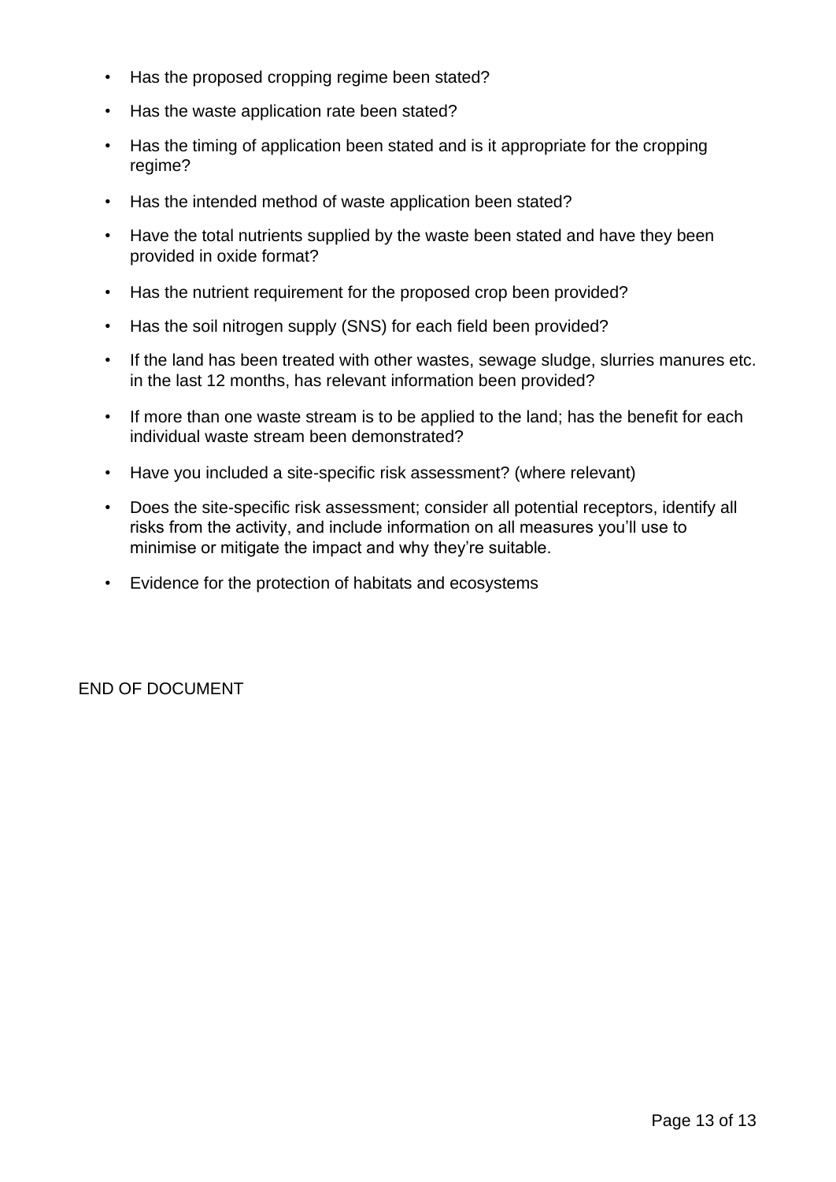- Has the proposed cropping regime been stated?
- Has the waste application rate been stated?
- Has the timing of application been stated and is it appropriate for the cropping regime?
- Has the intended method of waste application been stated?
- Have the total nutrients supplied by the waste been stated and have they been provided in oxide format?
- Has the nutrient requirement for the proposed crop been provided?
- Has the soil nitrogen supply (SNS) for each field been provided?
- If the land has been treated with other wastes, sewage sludge, slurries manures etc. in the last 12 months, has relevant information been provided?
- If more than one waste stream is to be applied to the land; has the benefit for each individual waste stream been demonstrated?
- Have you included a site-specific risk assessment? (where relevant)
- Does the site-specific risk assessment; consider all potential receptors, identify all risks from the activity, and include information on all measures you'll use to minimise or mitigate the impact and why they're suitable.
- Evidence for the protection of habitats and ecosystems

END OF DOCUMENT